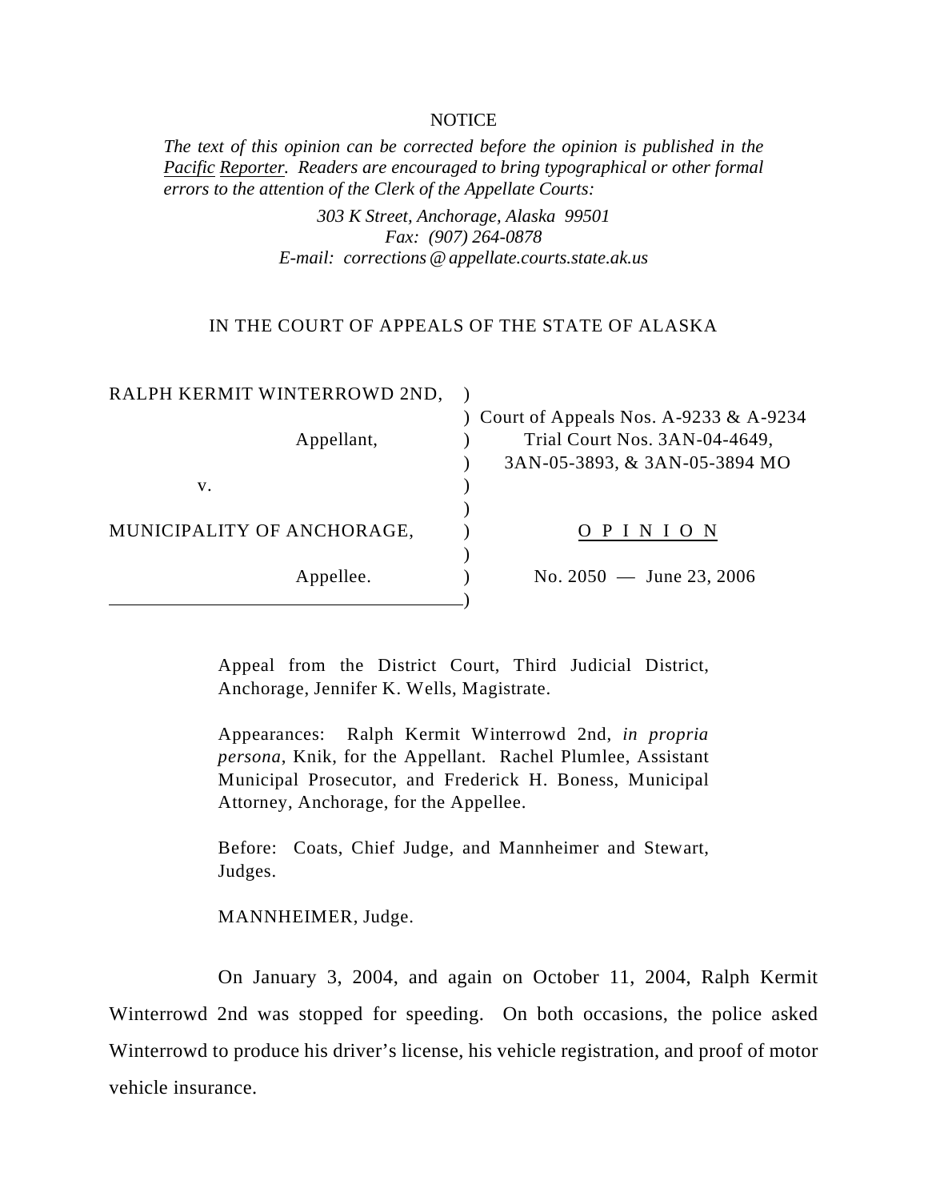NOTICE

*The text of this opinion can be corrected before the opinion is published in the Pacific Reporter. Readers are encouraged to bring typographical or other formal errors to the attention of the Clerk of the Appellate Courts:*

*303 K Street, Anchorage, Alaska 99501*
*Fax: (907) 264-0878*
*E-mail: corrections@appellate.courts.state.ak.us*

IN THE COURT OF APPEALS OF THE STATE OF ALASKA

| | |
|---|---|
| RALPH KERMIT WINTERROWD 2ND, | Court of Appeals Nos. A-9233 & A-9234 |
| Appellant, | Trial Court Nos. 3AN-04-4649, 3AN-05-3893, & 3AN-05-3894 MO |
| v. | |
| MUNICIPALITY OF ANCHORAGE, | O P I N I O N |
| Appellee. | No. 2050 — June 23, 2006 |

Appeal from the District Court, Third Judicial District, Anchorage, Jennifer K. Wells, Magistrate.

Appearances: Ralph Kermit Winterrowd 2nd, *in propria persona*, Knik, for the Appellant. Rachel Plumlee, Assistant Municipal Prosecutor, and Frederick H. Boness, Municipal Attorney, Anchorage, for the Appellee.

Before: Coats, Chief Judge, and Mannheimer and Stewart, Judges.

MANNHEIMER, Judge.

On January 3, 2004, and again on October 11, 2004, Ralph Kermit Winterrowd 2nd was stopped for speeding. On both occasions, the police asked Winterrowd to produce his driver's license, his vehicle registration, and proof of motor vehicle insurance.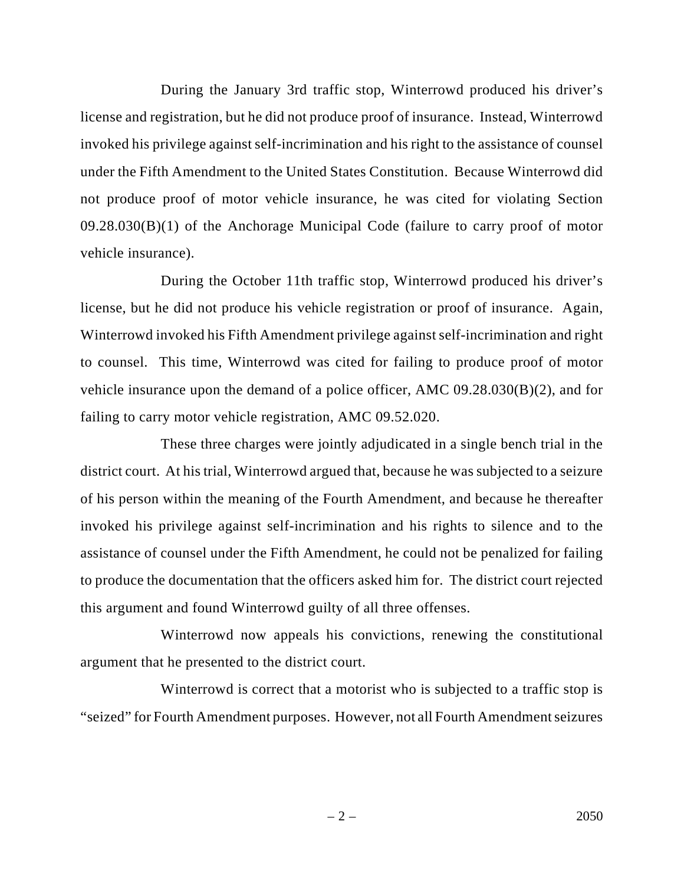During the January 3rd traffic stop, Winterrowd produced his driver's license and registration, but he did not produce proof of insurance. Instead, Winterrowd invoked his privilege against self-incrimination and his right to the assistance of counsel under the Fifth Amendment to the United States Constitution. Because Winterrowd did not produce proof of motor vehicle insurance, he was cited for violating Section 09.28.030(B)(1) of the Anchorage Municipal Code (failure to carry proof of motor vehicle insurance).

During the October 11th traffic stop, Winterrowd produced his driver's license, but he did not produce his vehicle registration or proof of insurance. Again, Winterrowd invoked his Fifth Amendment privilege against self-incrimination and right to counsel. This time, Winterrowd was cited for failing to produce proof of motor vehicle insurance upon the demand of a police officer, AMC 09.28.030(B)(2), and for failing to carry motor vehicle registration, AMC 09.52.020.

These three charges were jointly adjudicated in a single bench trial in the district court. At his trial, Winterrowd argued that, because he was subjected to a seizure of his person within the meaning of the Fourth Amendment, and because he thereafter invoked his privilege against self-incrimination and his rights to silence and to the assistance of counsel under the Fifth Amendment, he could not be penalized for failing to produce the documentation that the officers asked him for. The district court rejected this argument and found Winterrowd guilty of all three offenses.

Winterrowd now appeals his convictions, renewing the constitutional argument that he presented to the district court.

Winterrowd is correct that a motorist who is subjected to a traffic stop is "seized" for Fourth Amendment purposes. However, not all Fourth Amendment seizures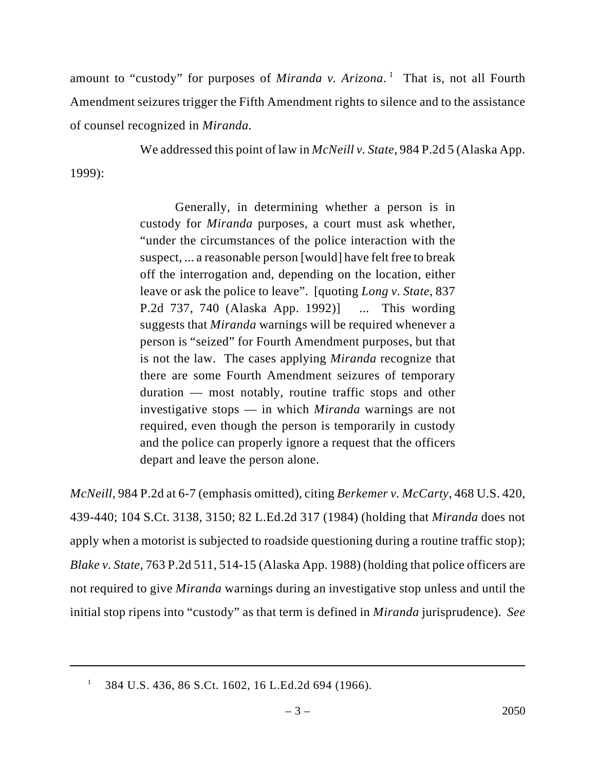amount to "custody" for purposes of *Miranda v. Arizona*.[1] That is, not all Fourth Amendment seizures trigger the Fifth Amendment rights to silence and to the assistance of counsel recognized in *Miranda*.

We addressed this point of law in *McNeill v. State*, 984 P.2d 5 (Alaska App. 1999):

> Generally, in determining whether a person is in custody for *Miranda* purposes, a court must ask whether, "under the circumstances of the police interaction with the suspect, ... a reasonable person [would] have felt free to break off the interrogation and, depending on the location, either leave or ask the police to leave". [quoting *Long v. State*, 837 P.2d 737, 740 (Alaska App. 1992)] ... This wording suggests that *Miranda* warnings will be required whenever a person is "seized" for Fourth Amendment purposes, but that is not the law. The cases applying *Miranda* recognize that there are some Fourth Amendment seizures of temporary duration — most notably, routine traffic stops and other investigative stops — in which *Miranda* warnings are not required, even though the person is temporarily in custody and the police can properly ignore a request that the officers depart and leave the person alone.

*McNeill*, 984 P.2d at 6-7 (emphasis omitted), citing *Berkemer v. McCarty*, 468 U.S. 420, 439-440; 104 S.Ct. 3138, 3150; 82 L.Ed.2d 317 (1984) (holding that *Miranda* does not apply when a motorist is subjected to roadside questioning during a routine traffic stop); *Blake v. State*, 763 P.2d 511, 514-15 (Alaska App. 1988) (holding that police officers are not required to give *Miranda* warnings during an investigative stop unless and until the initial stop ripens into "custody" as that term is defined in *Miranda* jurisprudence). *See*

---

[1] 384 U.S. 436, 86 S.Ct. 1602, 16 L.Ed.2d 694 (1966).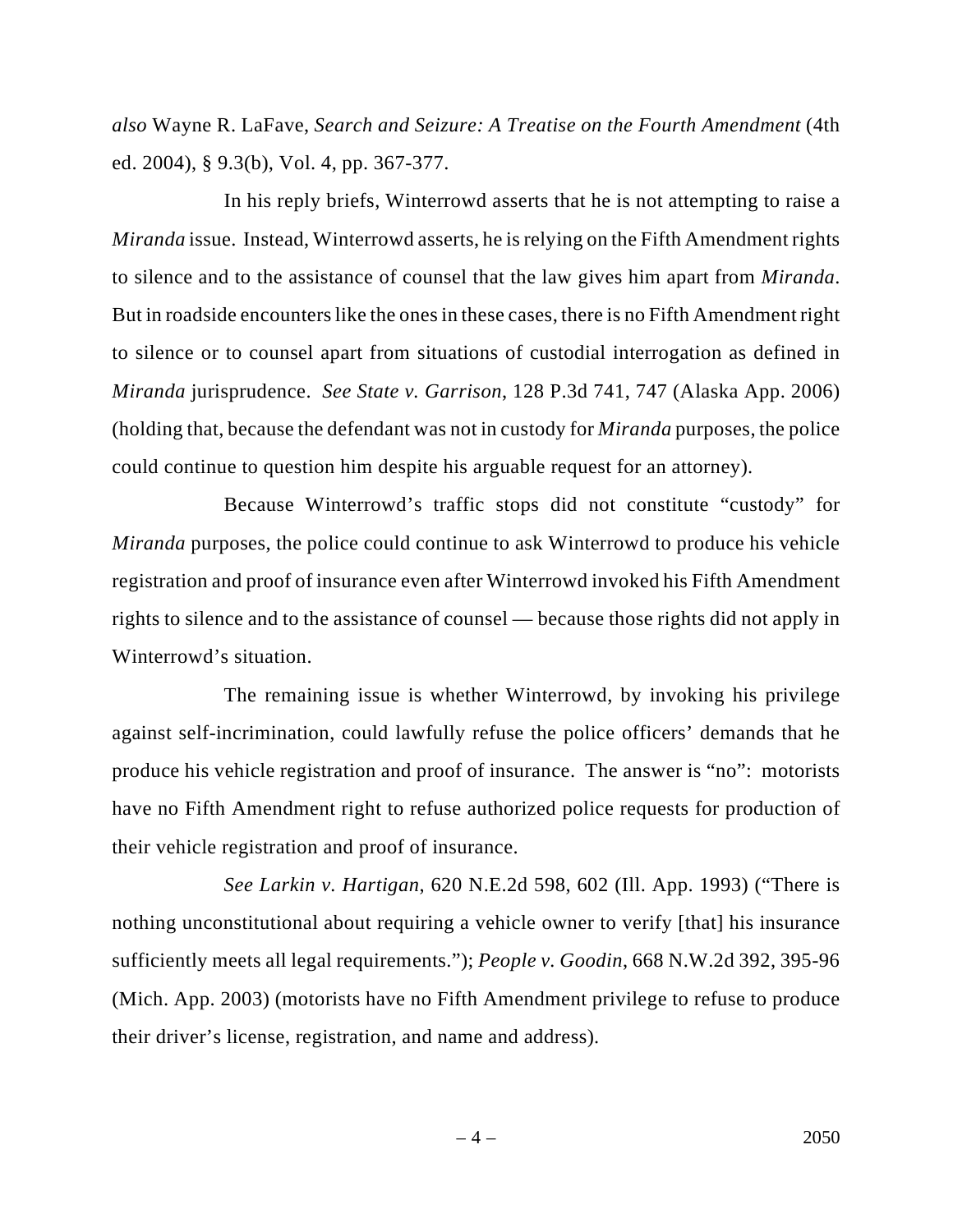*also* Wayne R. LaFave, *Search and Seizure: A Treatise on the Fourth Amendment* (4th ed. 2004), § 9.3(b), Vol. 4, pp. 367-377.

In his reply briefs, Winterrowd asserts that he is not attempting to raise a *Miranda* issue. Instead, Winterrowd asserts, he is relying on the Fifth Amendment rights to silence and to the assistance of counsel that the law gives him apart from *Miranda*. But in roadside encounters like the ones in these cases, there is no Fifth Amendment right to silence or to counsel apart from situations of custodial interrogation as defined in *Miranda* jurisprudence. *See State v. Garrison*, 128 P.3d 741, 747 (Alaska App. 2006) (holding that, because the defendant was not in custody for *Miranda* purposes, the police could continue to question him despite his arguable request for an attorney).

Because Winterrowd's traffic stops did not constitute "custody" for *Miranda* purposes, the police could continue to ask Winterrowd to produce his vehicle registration and proof of insurance even after Winterrowd invoked his Fifth Amendment rights to silence and to the assistance of counsel — because those rights did not apply in Winterrowd's situation.

The remaining issue is whether Winterrowd, by invoking his privilege against self-incrimination, could lawfully refuse the police officers' demands that he produce his vehicle registration and proof of insurance. The answer is "no": motorists have no Fifth Amendment right to refuse authorized police requests for production of their vehicle registration and proof of insurance.

*See Larkin v. Hartigan*, 620 N.E.2d 598, 602 (Ill. App. 1993) ("There is nothing unconstitutional about requiring a vehicle owner to verify [that] his insurance sufficiently meets all legal requirements."); *People v. Goodin*, 668 N.W.2d 392, 395-96 (Mich. App. 2003) (motorists have no Fifth Amendment privilege to refuse to produce their driver's license, registration, and name and address).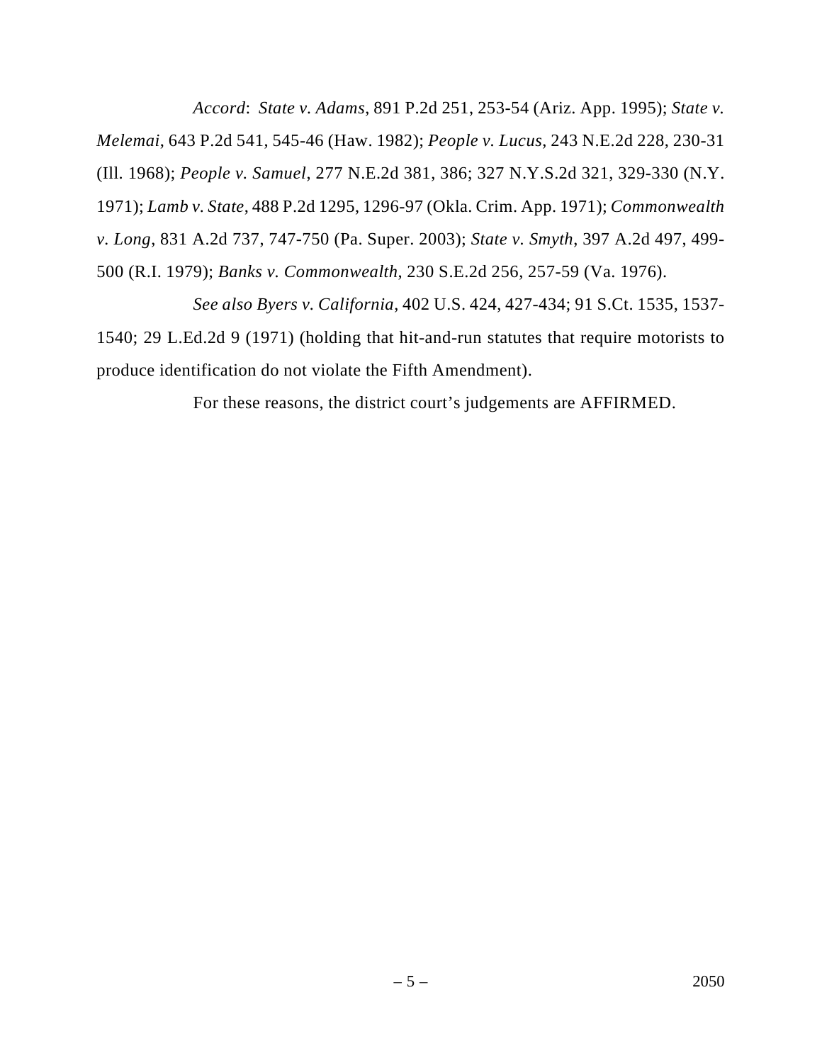*Accord*: *State v. Adams*, 891 P.2d 251, 253-54 (Ariz. App. 1995); *State v. Melemai*, 643 P.2d 541, 545-46 (Haw. 1982); *People v. Lucus*, 243 N.E.2d 228, 230-31 (Ill. 1968); *People v. Samuel*, 277 N.E.2d 381, 386; 327 N.Y.S.2d 321, 329-330 (N.Y. 1971); *Lamb v. State*, 488 P.2d 1295, 1296-97 (Okla. Crim. App. 1971); *Commonwealth v. Long*, 831 A.2d 737, 747-750 (Pa. Super. 2003); *State v. Smyth*, 397 A.2d 497, 499-500 (R.I. 1979); *Banks v. Commonwealth*, 230 S.E.2d 256, 257-59 (Va. 1976).

*See also Byers v. California*, 402 U.S. 424, 427-434; 91 S.Ct. 1535, 1537-1540; 29 L.Ed.2d 9 (1971) (holding that hit-and-run statutes that require motorists to produce identification do not violate the Fifth Amendment).

For these reasons, the district court's judgements are AFFIRMED.